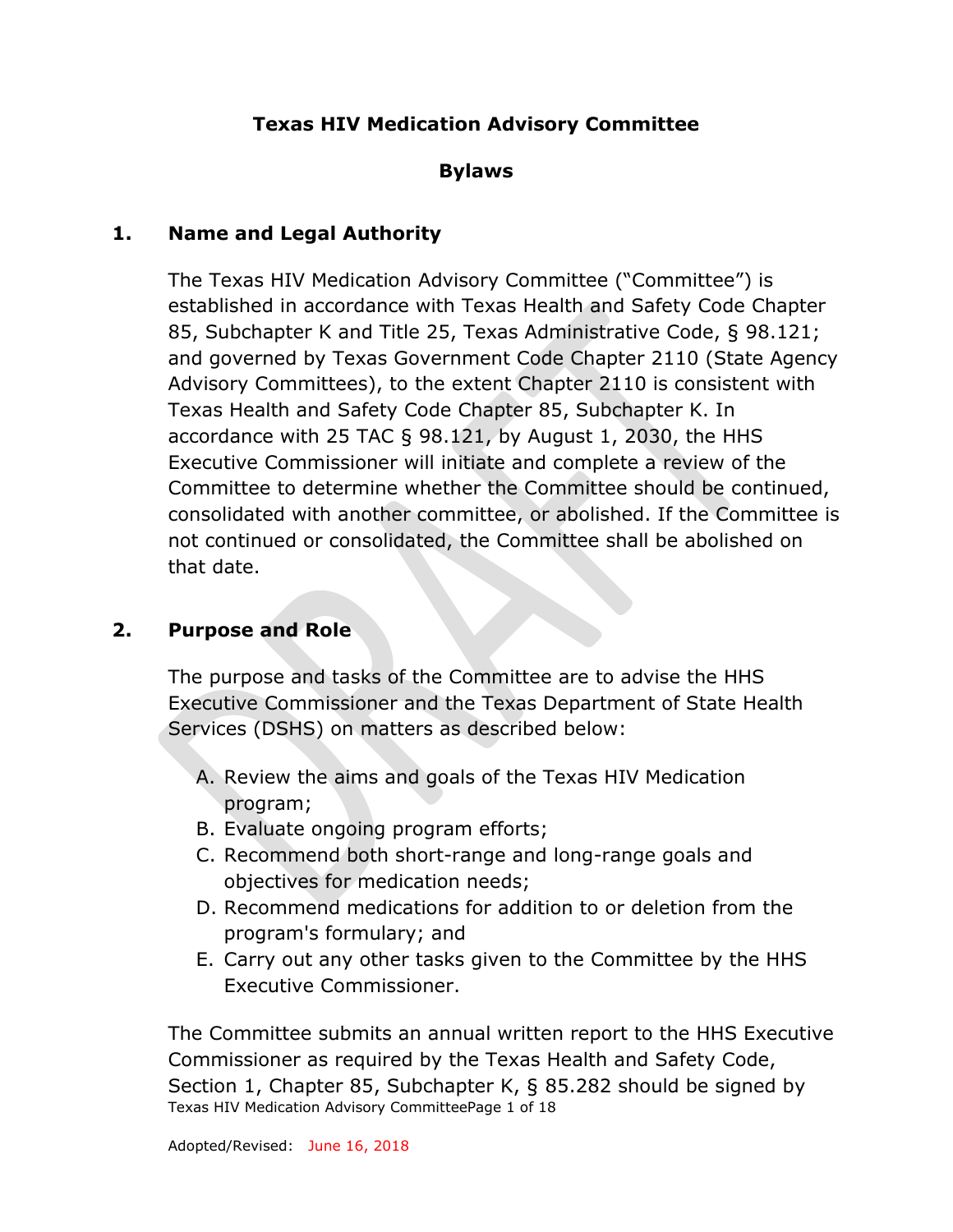# Texas HIV Medication Advisory Committee

## Bylaws

## 1. Name and Legal Authority

The Texas HIV Medication Advisory Committee ("Committee") is established in accordance with Texas Health and Safety Code Chapter 85, Subchapter K and Title 25, Texas Administrative Code, § 98.121; and governed by Texas Government Code Chapter 2110 (State Agency Advisory Committees), to the extent Chapter 2110 is consistent with Texas Health and Safety Code Chapter 85, Subchapter K. In accordance with 25 TAC § 98.121, by August 1, 2030, the HHS Executive Commissioner will initiate and complete a review of the Committee to determine whether the Committee should be continued, consolidated with another committee, or abolished. If the Committee is not continued or consolidated, the Committee shall be abolished on that date.

## 2. Purpose and Role

The purpose and tasks of the Committee are to advise the HHS Executive Commissioner and the Texas Department of State Health Services (DSHS) on matters as described below:

A. Review the aims and goals of the Texas HIV Medication program;
B. Evaluate ongoing program efforts;
C. Recommend both short-range and long-range goals and objectives for medication needs;
D. Recommend medications for addition to or deletion from the program's formulary; and
E. Carry out any other tasks given to the Committee by the HHS Executive Commissioner.

The Committee submits an annual written report to the HHS Executive Commissioner as required by the Texas Health and Safety Code, Section 1, Chapter 85, Subchapter K, § 85.282 should be signed by

Adopted/Revised: June 16, 2018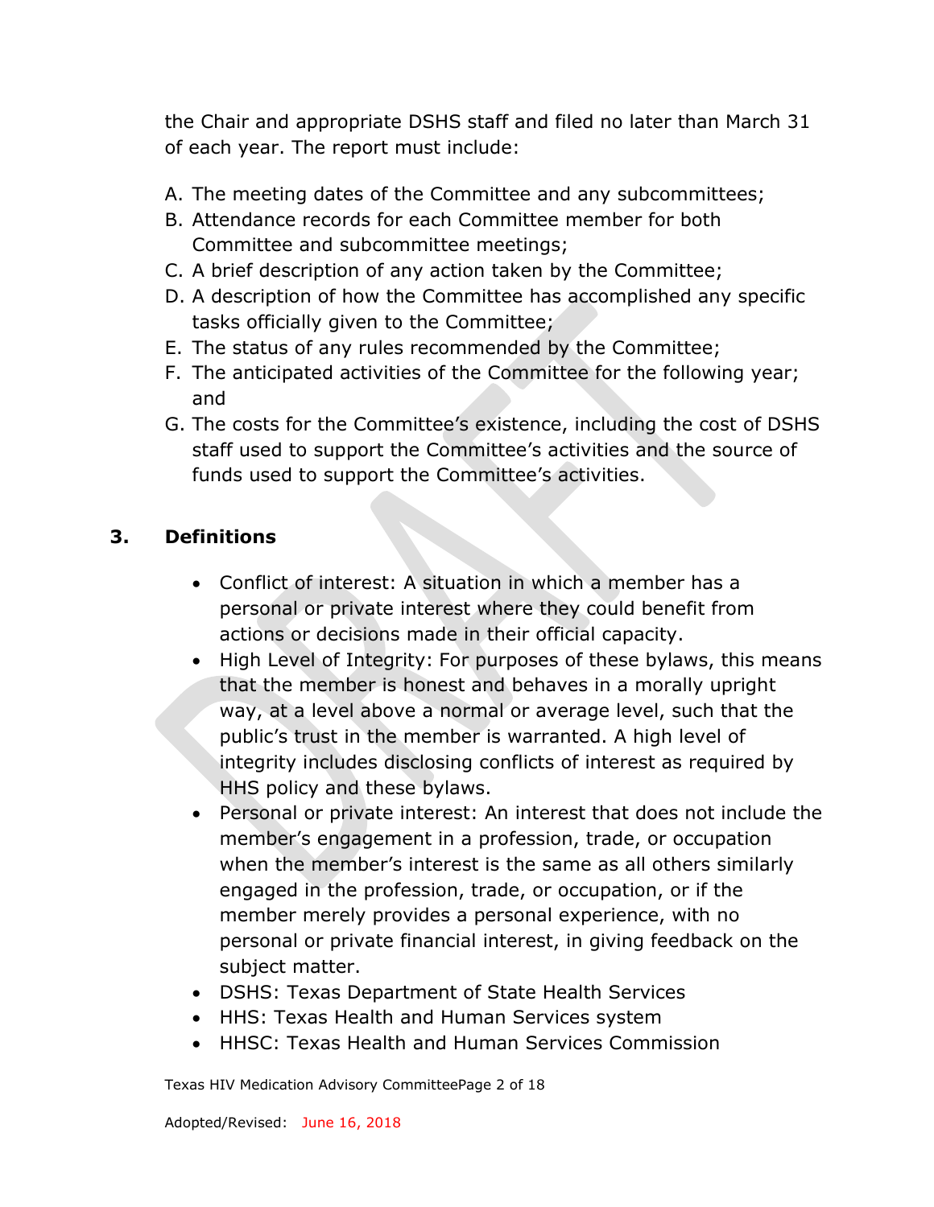the Chair and appropriate DSHS staff and filed no later than March 31 of each year. The report must include:

A. The meeting dates of the Committee and any subcommittees;
B. Attendance records for each Committee member for both Committee and subcommittee meetings;
C. A brief description of any action taken by the Committee;
D. A description of how the Committee has accomplished any specific tasks officially given to the Committee;
E. The status of any rules recommended by the Committee;
F. The anticipated activities of the Committee for the following year; and
G. The costs for the Committee's existence, including the cost of DSHS staff used to support the Committee's activities and the source of funds used to support the Committee's activities.

## 3. Definitions

- Conflict of interest: A situation in which a member has a personal or private interest where they could benefit from actions or decisions made in their official capacity.
- High Level of Integrity: For purposes of these bylaws, this means that the member is honest and behaves in a morally upright way, at a level above a normal or average level, such that the public's trust in the member is warranted. A high level of integrity includes disclosing conflicts of interest as required by HHS policy and these bylaws.
- Personal or private interest: An interest that does not include the member's engagement in a profession, trade, or occupation when the member's interest is the same as all others similarly engaged in the profession, trade, or occupation, or if the member merely provides a personal experience, with no personal or private financial interest, in giving feedback on the subject matter.
- DSHS: Texas Department of State Health Services
- HHS: Texas Health and Human Services system
- HHSC: Texas Health and Human Services Commission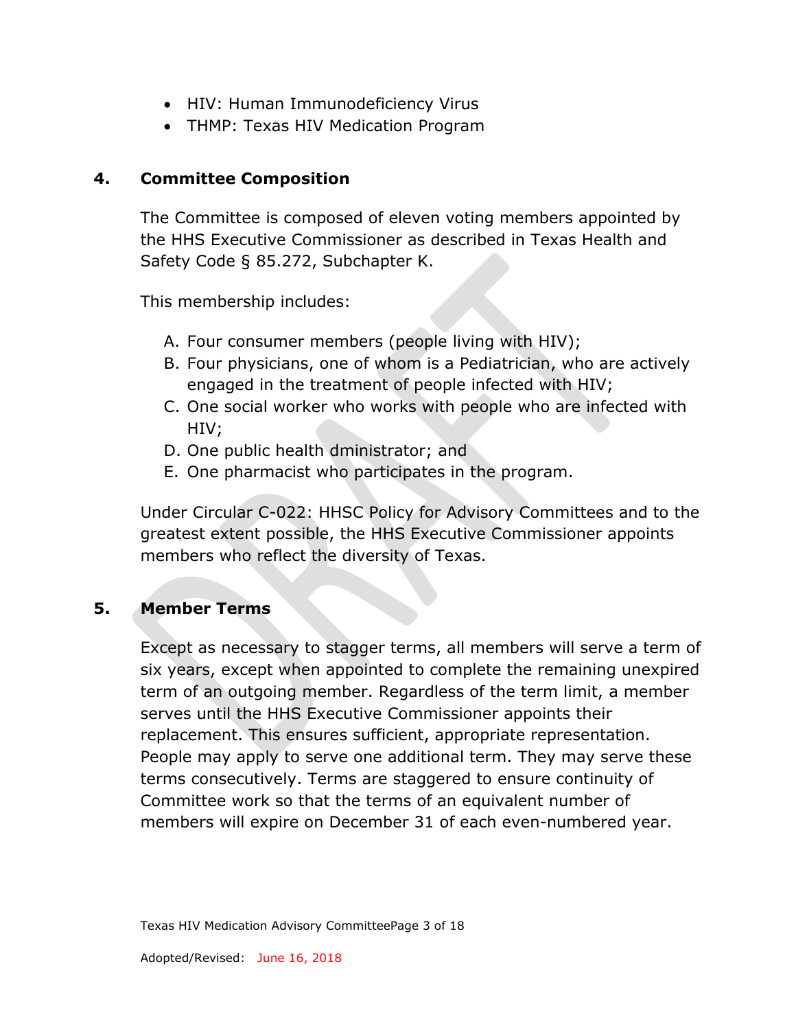- HIV: Human Immunodeficiency Virus
- THMP: Texas HIV Medication Program

## 4. Committee Composition

The Committee is composed of eleven voting members appointed by the HHS Executive Commissioner as described in Texas Health and Safety Code § 85.272, Subchapter K.

This membership includes:

A. Four consumer members (people living with HIV);
B. Four physicians, one of whom is a Pediatrician, who are actively engaged in the treatment of people infected with HIV;
C. One social worker who works with people who are infected with HIV;
D. One public health dministrator; and
E. One pharmacist who participates in the program.

Under Circular C-022: HHSC Policy for Advisory Committees and to the greatest extent possible, the HHS Executive Commissioner appoints members who reflect the diversity of Texas.

## 5. Member Terms

Except as necessary to stagger terms, all members will serve a term of six years, except when appointed to complete the remaining unexpired term of an outgoing member. Regardless of the term limit, a member serves until the HHS Executive Commissioner appoints their replacement. This ensures sufficient, appropriate representation. People may apply to serve one additional term. They may serve these terms consecutively. Terms are staggered to ensure continuity of Committee work so that the terms of an equivalent number of members will expire on December 31 of each even-numbered year.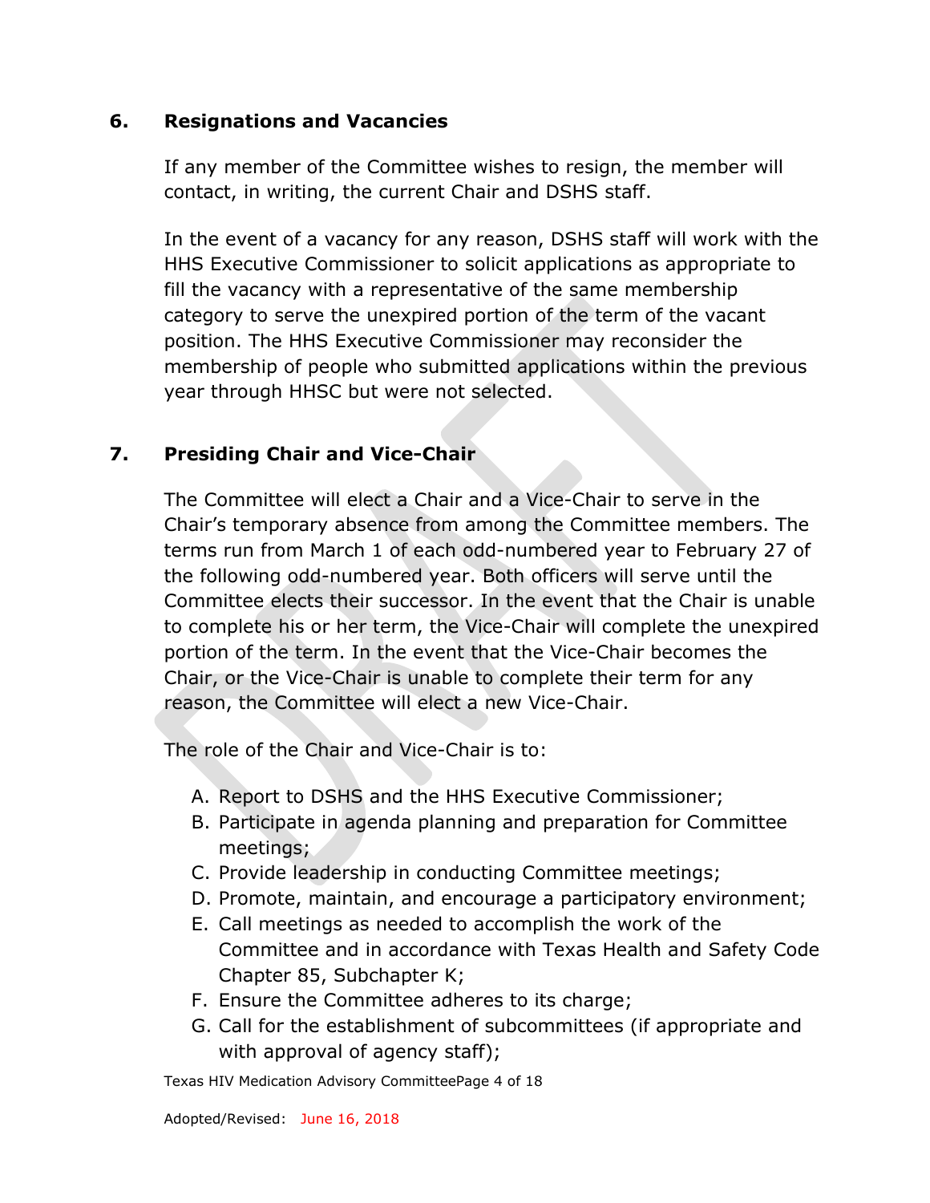## 6. Resignations and Vacancies

If any member of the Committee wishes to resign, the member will contact, in writing, the current Chair and DSHS staff.

In the event of a vacancy for any reason, DSHS staff will work with the HHS Executive Commissioner to solicit applications as appropriate to fill the vacancy with a representative of the same membership category to serve the unexpired portion of the term of the vacant position. The HHS Executive Commissioner may reconsider the membership of people who submitted applications within the previous year through HHSC but were not selected.

## 7. Presiding Chair and Vice-Chair

The Committee will elect a Chair and a Vice-Chair to serve in the Chair's temporary absence from among the Committee members. The terms run from March 1 of each odd-numbered year to February 27 of the following odd-numbered year. Both officers will serve until the Committee elects their successor. In the event that the Chair is unable to complete his or her term, the Vice-Chair will complete the unexpired portion of the term. In the event that the Vice-Chair becomes the Chair, or the Vice-Chair is unable to complete their term for any reason, the Committee will elect a new Vice-Chair.

The role of the Chair and Vice-Chair is to:

A. Report to DSHS and the HHS Executive Commissioner;
B. Participate in agenda planning and preparation for Committee meetings;
C. Provide leadership in conducting Committee meetings;
D. Promote, maintain, and encourage a participatory environment;
E. Call meetings as needed to accomplish the work of the Committee and in accordance with Texas Health and Safety Code Chapter 85, Subchapter K;
F. Ensure the Committee adheres to its charge;
G. Call for the establishment of subcommittees (if appropriate and with approval of agency staff);

Adopted/Revised: June 16, 2018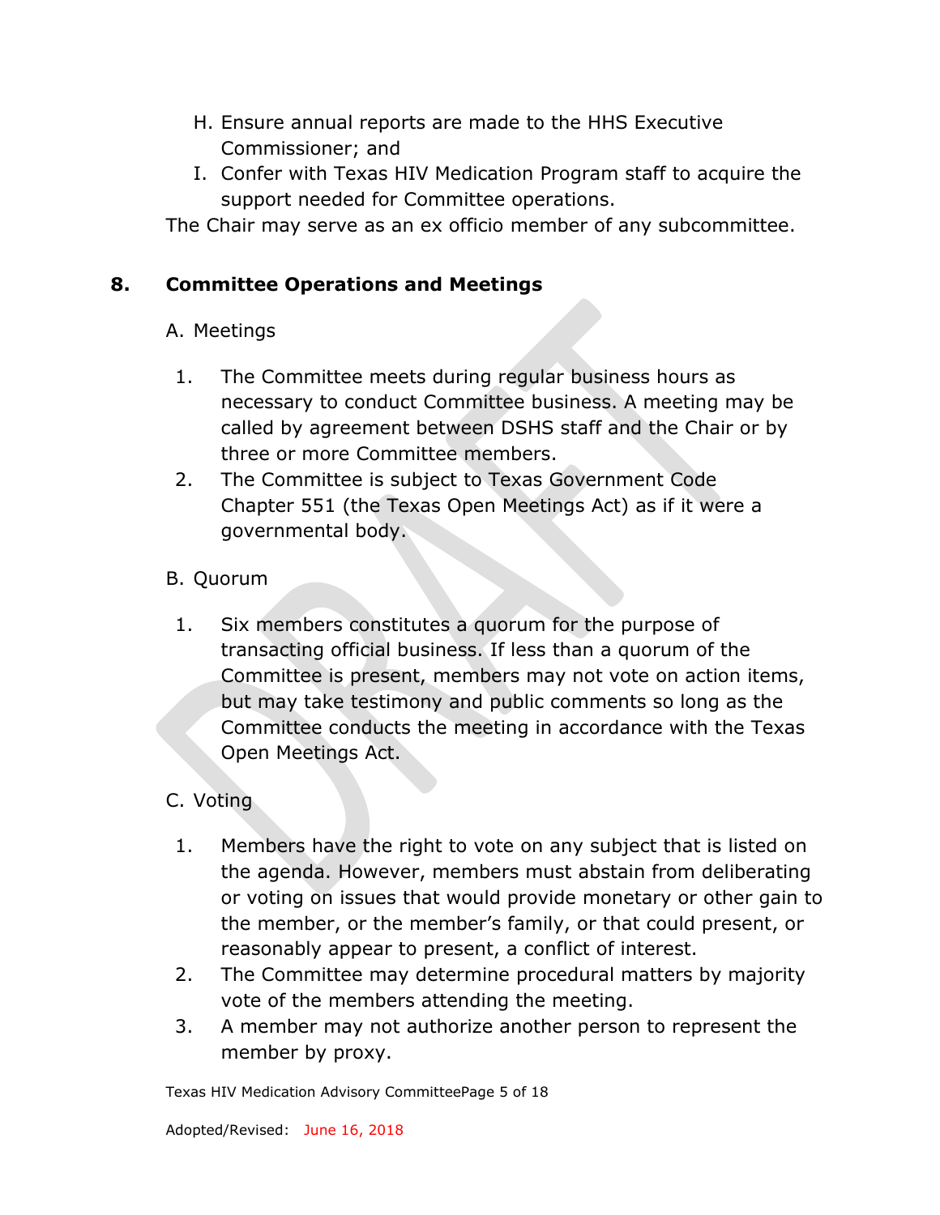H. Ensure annual reports are made to the HHS Executive Commissioner; and
I. Confer with Texas HIV Medication Program staff to acquire the support needed for Committee operations.

The Chair may serve as an ex officio member of any subcommittee.

## 8. Committee Operations and Meetings

A. Meetings

1. The Committee meets during regular business hours as necessary to conduct Committee business. A meeting may be called by agreement between DSHS staff and the Chair or by three or more Committee members.
2. The Committee is subject to Texas Government Code Chapter 551 (the Texas Open Meetings Act) as if it were a governmental body.

B. Quorum

1. Six members constitutes a quorum for the purpose of transacting official business. If less than a quorum of the Committee is present, members may not vote on action items, but may take testimony and public comments so long as the Committee conducts the meeting in accordance with the Texas Open Meetings Act.

C. Voting

1. Members have the right to vote on any subject that is listed on the agenda. However, members must abstain from deliberating or voting on issues that would provide monetary or other gain to the member, or the member's family, or that could present, or reasonably appear to present, a conflict of interest.
2. The Committee may determine procedural matters by majority vote of the members attending the meeting.
3. A member may not authorize another person to represent the member by proxy.

Adopted/Revised: June 16, 2018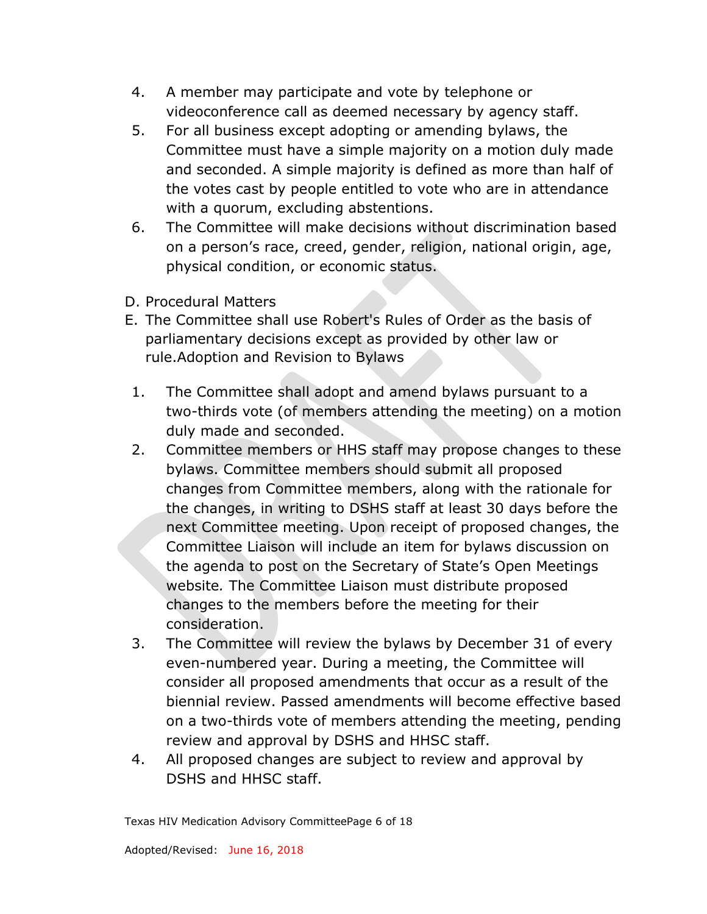4. A member may participate and vote by telephone or videoconference call as deemed necessary by agency staff.
5. For all business except adopting or amending bylaws, the Committee must have a simple majority on a motion duly made and seconded. A simple majority is defined as more than half of the votes cast by people entitled to vote who are in attendance with a quorum, excluding abstentions.
6. The Committee will make decisions without discrimination based on a person's race, creed, gender, religion, national origin, age, physical condition, or economic status.

D. Procedural Matters

E. The Committee shall use Robert's Rules of Order as the basis of parliamentary decisions except as provided by other law or rule.Adoption and Revision to Bylaws

1. The Committee shall adopt and amend bylaws pursuant to a two-thirds vote (of members attending the meeting) on a motion duly made and seconded.
2. Committee members or HHS staff may propose changes to these bylaws. Committee members should submit all proposed changes from Committee members, along with the rationale for the changes, in writing to DSHS staff at least 30 days before the next Committee meeting. Upon receipt of proposed changes, the Committee Liaison will include an item for bylaws discussion on the agenda to post on the Secretary of State's Open Meetings website. The Committee Liaison must distribute proposed changes to the members before the meeting for their consideration.
3. The Committee will review the bylaws by December 31 of every even-numbered year. During a meeting, the Committee will consider all proposed amendments that occur as a result of the biennial review. Passed amendments will become effective based on a two-thirds vote of members attending the meeting, pending review and approval by DSHS and HHSC staff.
4. All proposed changes are subject to review and approval by DSHS and HHSC staff.

Adopted/Revised: June 16, 2018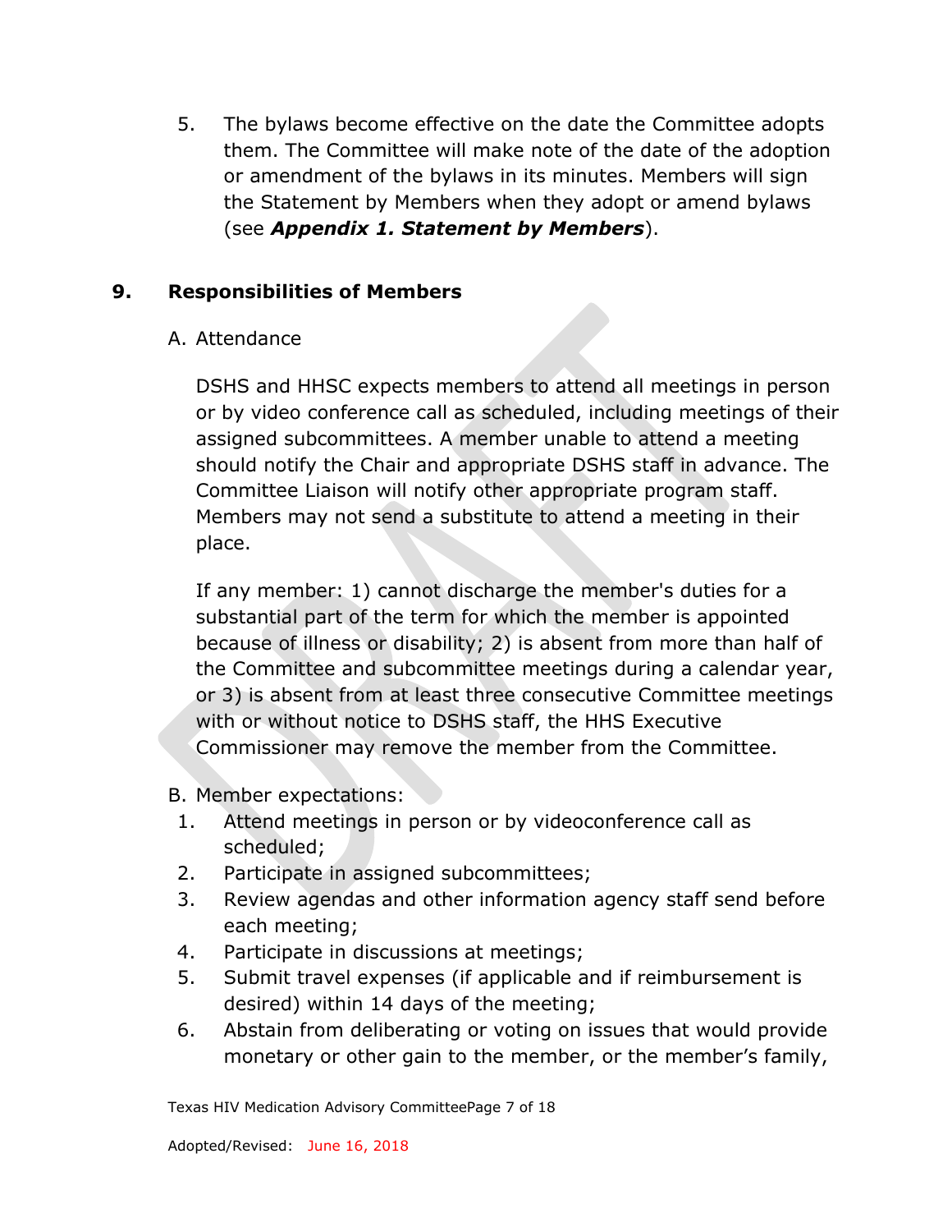5. The bylaws become effective on the date the Committee adopts them. The Committee will make note of the date of the adoption or amendment of the bylaws in its minutes. Members will sign the Statement by Members when they adopt or amend bylaws (see ***Appendix 1. Statement by Members***).

## 9. Responsibilities of Members

A. Attendance

DSHS and HHSC expects members to attend all meetings in person or by video conference call as scheduled, including meetings of their assigned subcommittees. A member unable to attend a meeting should notify the Chair and appropriate DSHS staff in advance. The Committee Liaison will notify other appropriate program staff. Members may not send a substitute to attend a meeting in their place.

If any member: 1) cannot discharge the member's duties for a substantial part of the term for which the member is appointed because of illness or disability; 2) is absent from more than half of the Committee and subcommittee meetings during a calendar year, or 3) is absent from at least three consecutive Committee meetings with or without notice to DSHS staff, the HHS Executive Commissioner may remove the member from the Committee.

B. Member expectations:

1. Attend meetings in person or by videoconference call as scheduled;
2. Participate in assigned subcommittees;
3. Review agendas and other information agency staff send before each meeting;
4. Participate in discussions at meetings;
5. Submit travel expenses (if applicable and if reimbursement is desired) within 14 days of the meeting;
6. Abstain from deliberating or voting on issues that would provide monetary or other gain to the member, or the member's family,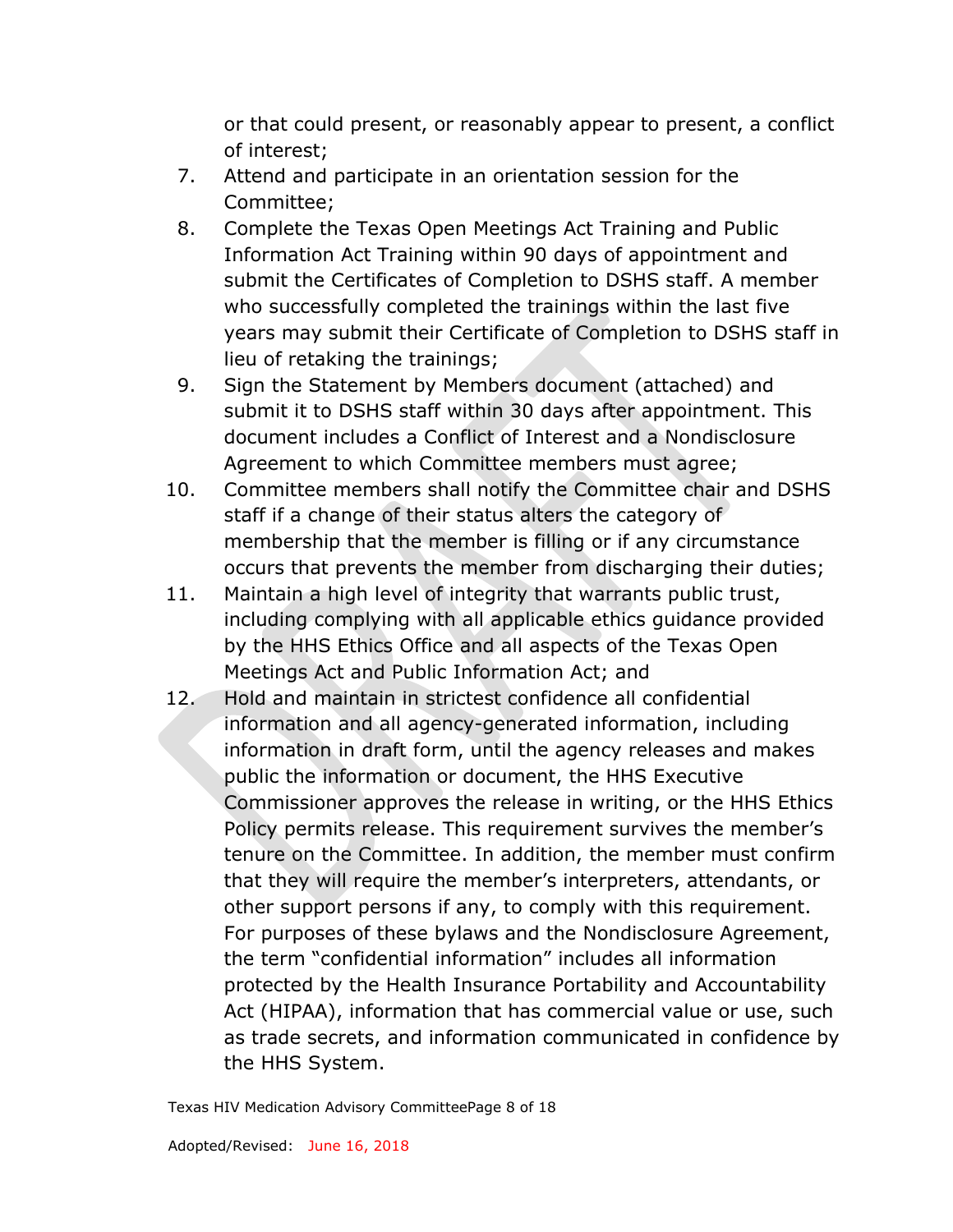or that could present, or reasonably appear to present, a conflict of interest;

7. Attend and participate in an orientation session for the Committee;
8. Complete the Texas Open Meetings Act Training and Public Information Act Training within 90 days of appointment and submit the Certificates of Completion to DSHS staff. A member who successfully completed the trainings within the last five years may submit their Certificate of Completion to DSHS staff in lieu of retaking the trainings;
9. Sign the Statement by Members document (attached) and submit it to DSHS staff within 30 days after appointment. This document includes a Conflict of Interest and a Nondisclosure Agreement to which Committee members must agree;
10. Committee members shall notify the Committee chair and DSHS staff if a change of their status alters the category of membership that the member is filling or if any circumstance occurs that prevents the member from discharging their duties;
11. Maintain a high level of integrity that warrants public trust, including complying with all applicable ethics guidance provided by the HHS Ethics Office and all aspects of the Texas Open Meetings Act and Public Information Act; and
12. Hold and maintain in strictest confidence all confidential information and all agency-generated information, including information in draft form, until the agency releases and makes public the information or document, the HHS Executive Commissioner approves the release in writing, or the HHS Ethics Policy permits release. This requirement survives the member's tenure on the Committee. In addition, the member must confirm that they will require the member's interpreters, attendants, or other support persons if any, to comply with this requirement. For purposes of these bylaws and the Nondisclosure Agreement, the term "confidential information" includes all information protected by the Health Insurance Portability and Accountability Act (HIPAA), information that has commercial value or use, such as trade secrets, and information communicated in confidence by the HHS System.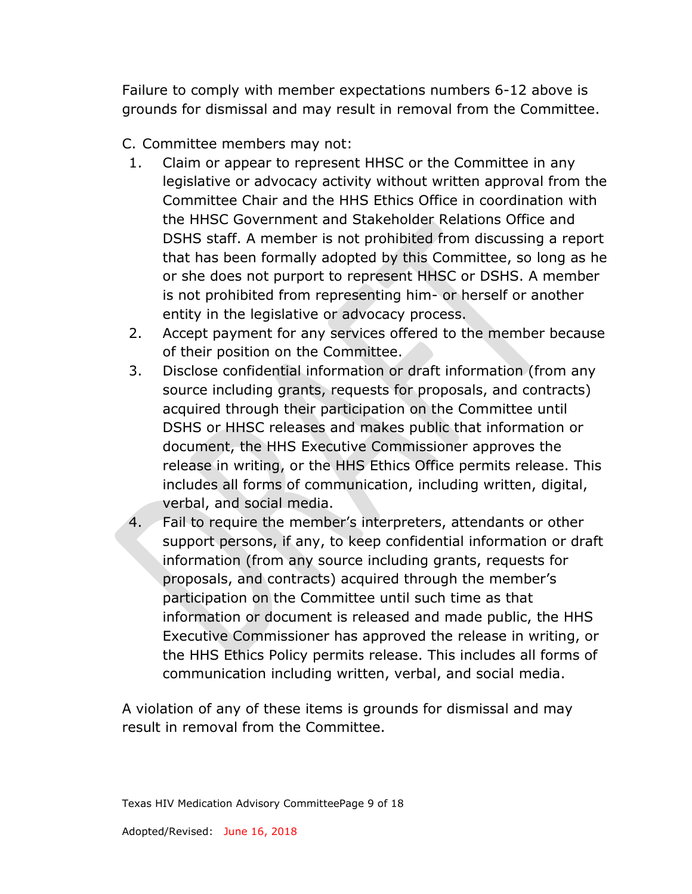Failure to comply with member expectations numbers 6-12 above is grounds for dismissal and may result in removal from the Committee.

C. Committee members may not:

1. Claim or appear to represent HHSC or the Committee in any legislative or advocacy activity without written approval from the Committee Chair and the HHS Ethics Office in coordination with the HHSC Government and Stakeholder Relations Office and DSHS staff. A member is not prohibited from discussing a report that has been formally adopted by this Committee, so long as he or she does not purport to represent HHSC or DSHS. A member is not prohibited from representing him- or herself or another entity in the legislative or advocacy process.
2. Accept payment for any services offered to the member because of their position on the Committee.
3. Disclose confidential information or draft information (from any source including grants, requests for proposals, and contracts) acquired through their participation on the Committee until DSHS or HHSC releases and makes public that information or document, the HHS Executive Commissioner approves the release in writing, or the HHS Ethics Office permits release. This includes all forms of communication, including written, digital, verbal, and social media.
4. Fail to require the member's interpreters, attendants or other support persons, if any, to keep confidential information or draft information (from any source including grants, requests for proposals, and contracts) acquired through the member's participation on the Committee until such time as that information or document is released and made public, the HHS Executive Commissioner has approved the release in writing, or the HHS Ethics Policy permits release. This includes all forms of communication including written, verbal, and social media.

A violation of any of these items is grounds for dismissal and may result in removal from the Committee.

Adopted/Revised: June 16, 2018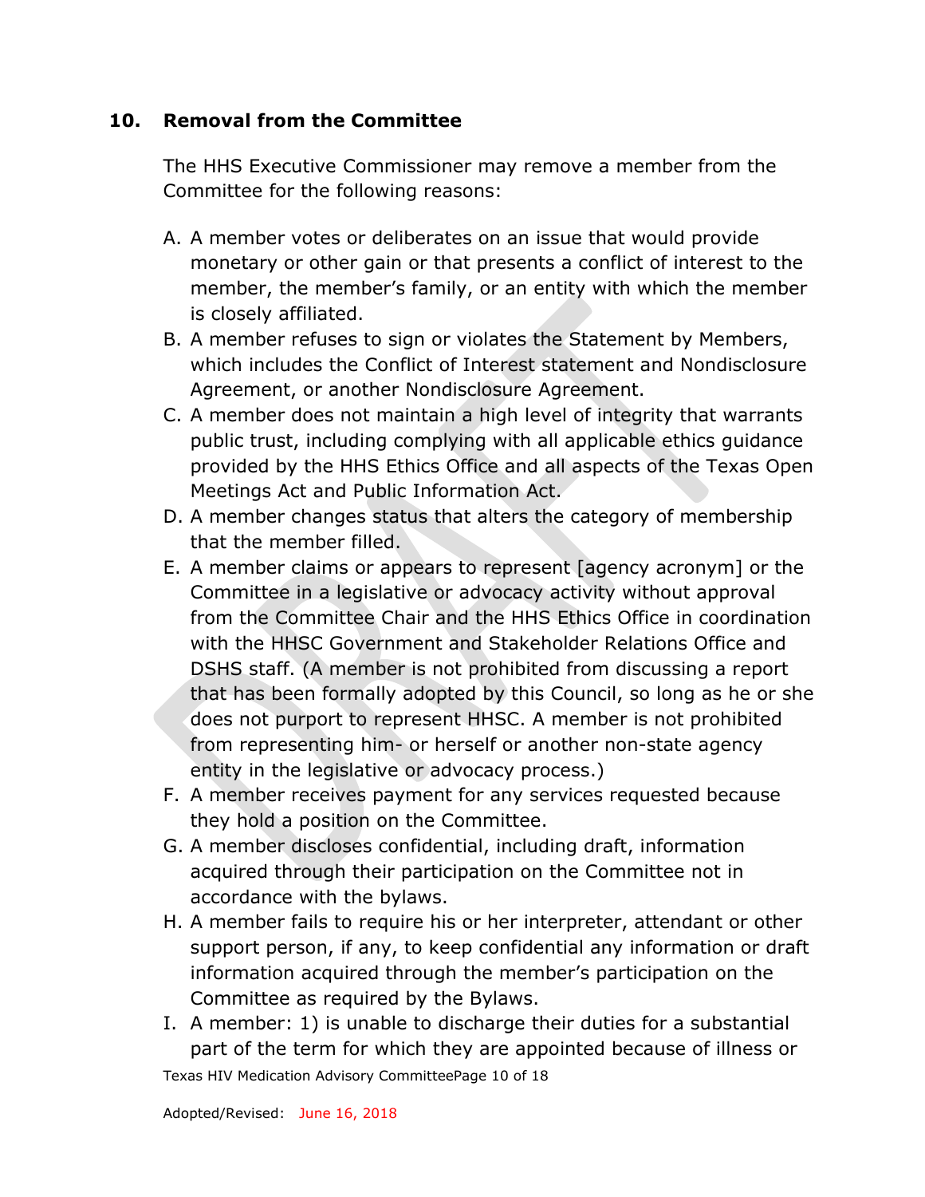## 10. Removal from the Committee

The HHS Executive Commissioner may remove a member from the Committee for the following reasons:

A. A member votes or deliberates on an issue that would provide monetary or other gain or that presents a conflict of interest to the member, the member's family, or an entity with which the member is closely affiliated.
B. A member refuses to sign or violates the Statement by Members, which includes the Conflict of Interest statement and Nondisclosure Agreement, or another Nondisclosure Agreement.
C. A member does not maintain a high level of integrity that warrants public trust, including complying with all applicable ethics guidance provided by the HHS Ethics Office and all aspects of the Texas Open Meetings Act and Public Information Act.
D. A member changes status that alters the category of membership that the member filled.
E. A member claims or appears to represent [agency acronym] or the Committee in a legislative or advocacy activity without approval from the Committee Chair and the HHS Ethics Office in coordination with the HHSC Government and Stakeholder Relations Office and DSHS staff. (A member is not prohibited from discussing a report that has been formally adopted by this Council, so long as he or she does not purport to represent HHSC. A member is not prohibited from representing him- or herself or another non-state agency entity in the legislative or advocacy process.)
F. A member receives payment for any services requested because they hold a position on the Committee.
G. A member discloses confidential, including draft, information acquired through their participation on the Committee not in accordance with the bylaws.
H. A member fails to require his or her interpreter, attendant or other support person, if any, to keep confidential any information or draft information acquired through the member's participation on the Committee as required by the Bylaws.
I. A member: 1) is unable to discharge their duties for a substantial part of the term for which they are appointed because of illness or

Adopted/Revised: June 16, 2018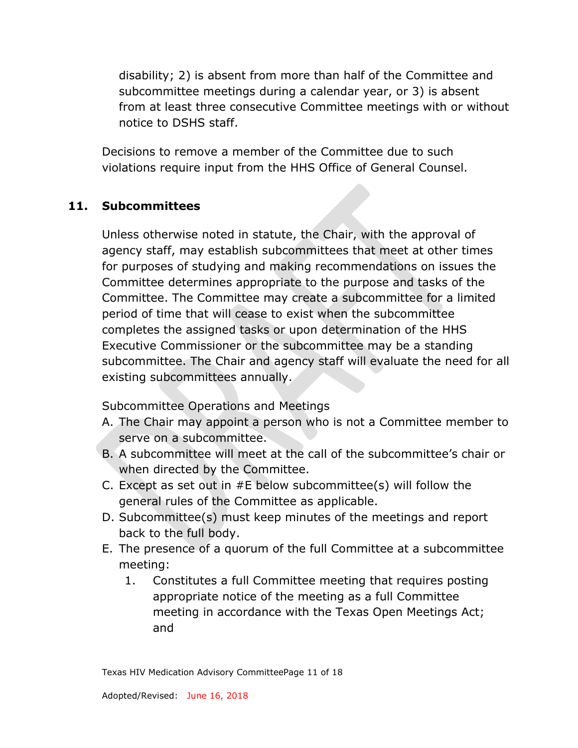disability; 2) is absent from more than half of the Committee and subcommittee meetings during a calendar year, or 3) is absent from at least three consecutive Committee meetings with or without notice to DSHS staff.

Decisions to remove a member of the Committee due to such violations require input from the HHS Office of General Counsel.

## 11. Subcommittees

Unless otherwise noted in statute, the Chair, with the approval of agency staff, may establish subcommittees that meet at other times for purposes of studying and making recommendations on issues the Committee determines appropriate to the purpose and tasks of the Committee. The Committee may create a subcommittee for a limited period of time that will cease to exist when the subcommittee completes the assigned tasks or upon determination of the HHS Executive Commissioner or the subcommittee may be a standing subcommittee. The Chair and agency staff will evaluate the need for all existing subcommittees annually.

Subcommittee Operations and Meetings

A. The Chair may appoint a person who is not a Committee member to serve on a subcommittee.
B. A subcommittee will meet at the call of the subcommittee's chair or when directed by the Committee.
C. Except as set out in #E below subcommittee(s) will follow the general rules of the Committee as applicable.
D. Subcommittee(s) must keep minutes of the meetings and report back to the full body.
E. The presence of a quorum of the full Committee at a subcommittee meeting:
    1. Constitutes a full Committee meeting that requires posting appropriate notice of the meeting as a full Committee meeting in accordance with the Texas Open Meetings Act; and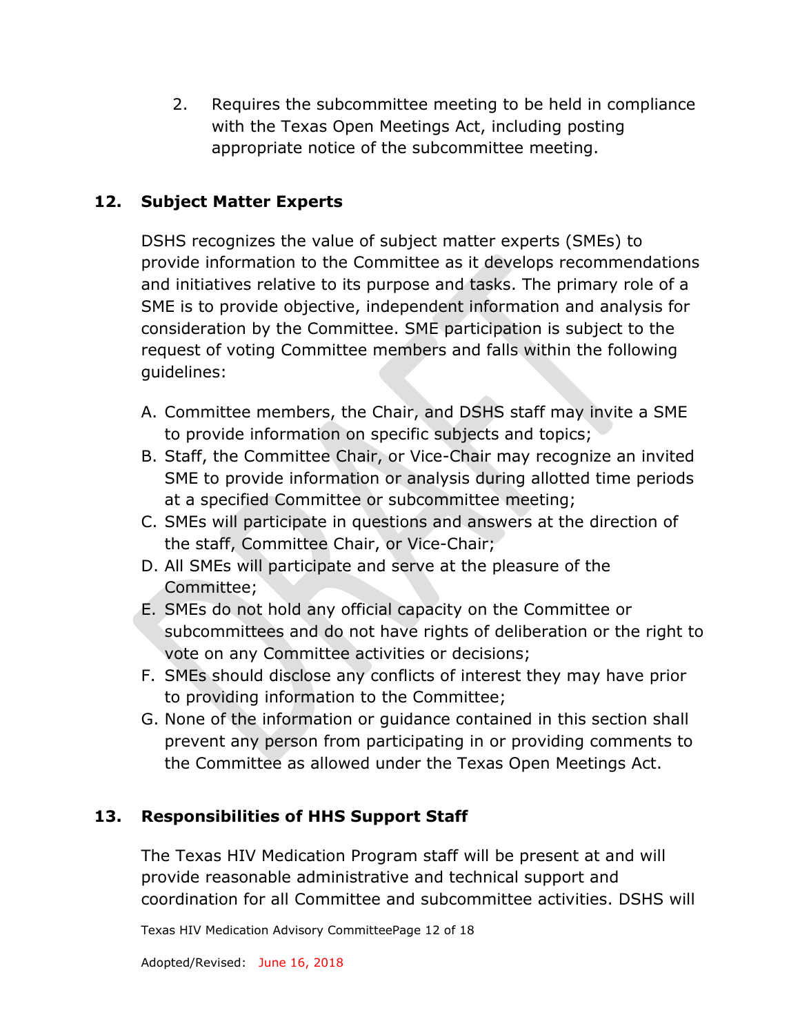2. Requires the subcommittee meeting to be held in compliance with the Texas Open Meetings Act, including posting appropriate notice of the subcommittee meeting.

## 12. Subject Matter Experts

DSHS recognizes the value of subject matter experts (SMEs) to provide information to the Committee as it develops recommendations and initiatives relative to its purpose and tasks. The primary role of a SME is to provide objective, independent information and analysis for consideration by the Committee. SME participation is subject to the request of voting Committee members and falls within the following guidelines:

A. Committee members, the Chair, and DSHS staff may invite a SME to provide information on specific subjects and topics;
B. Staff, the Committee Chair, or Vice-Chair may recognize an invited SME to provide information or analysis during allotted time periods at a specified Committee or subcommittee meeting;
C. SMEs will participate in questions and answers at the direction of the staff, Committee Chair, or Vice-Chair;
D. All SMEs will participate and serve at the pleasure of the Committee;
E. SMEs do not hold any official capacity on the Committee or subcommittees and do not have rights of deliberation or the right to vote on any Committee activities or decisions;
F. SMEs should disclose any conflicts of interest they may have prior to providing information to the Committee;
G. None of the information or guidance contained in this section shall prevent any person from participating in or providing comments to the Committee as allowed under the Texas Open Meetings Act.

## 13. Responsibilities of HHS Support Staff

The Texas HIV Medication Program staff will be present at and will provide reasonable administrative and technical support and coordination for all Committee and subcommittee activities. DSHS will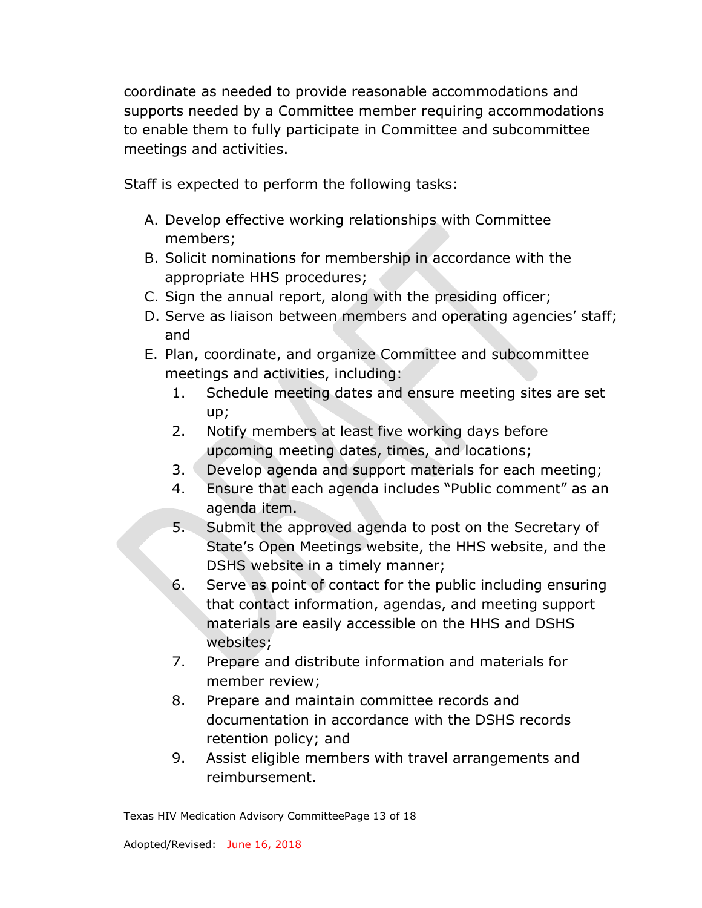coordinate as needed to provide reasonable accommodations and supports needed by a Committee member requiring accommodations to enable them to fully participate in Committee and subcommittee meetings and activities.

Staff is expected to perform the following tasks:

A. Develop effective working relationships with Committee members;
B. Solicit nominations for membership in accordance with the appropriate HHS procedures;
C. Sign the annual report, along with the presiding officer;
D. Serve as liaison between members and operating agencies' staff; and
E. Plan, coordinate, and organize Committee and subcommittee meetings and activities, including:
    1. Schedule meeting dates and ensure meeting sites are set up;
    2. Notify members at least five working days before upcoming meeting dates, times, and locations;
    3. Develop agenda and support materials for each meeting;
    4. Ensure that each agenda includes "Public comment" as an agenda item.
    5. Submit the approved agenda to post on the Secretary of State's Open Meetings website, the HHS website, and the DSHS website in a timely manner;
    6. Serve as point of contact for the public including ensuring that contact information, agendas, and meeting support materials are easily accessible on the HHS and DSHS websites;
    7. Prepare and distribute information and materials for member review;
    8. Prepare and maintain committee records and documentation in accordance with the DSHS records retention policy; and
    9. Assist eligible members with travel arrangements and reimbursement.

Adopted/Revised: June 16, 2018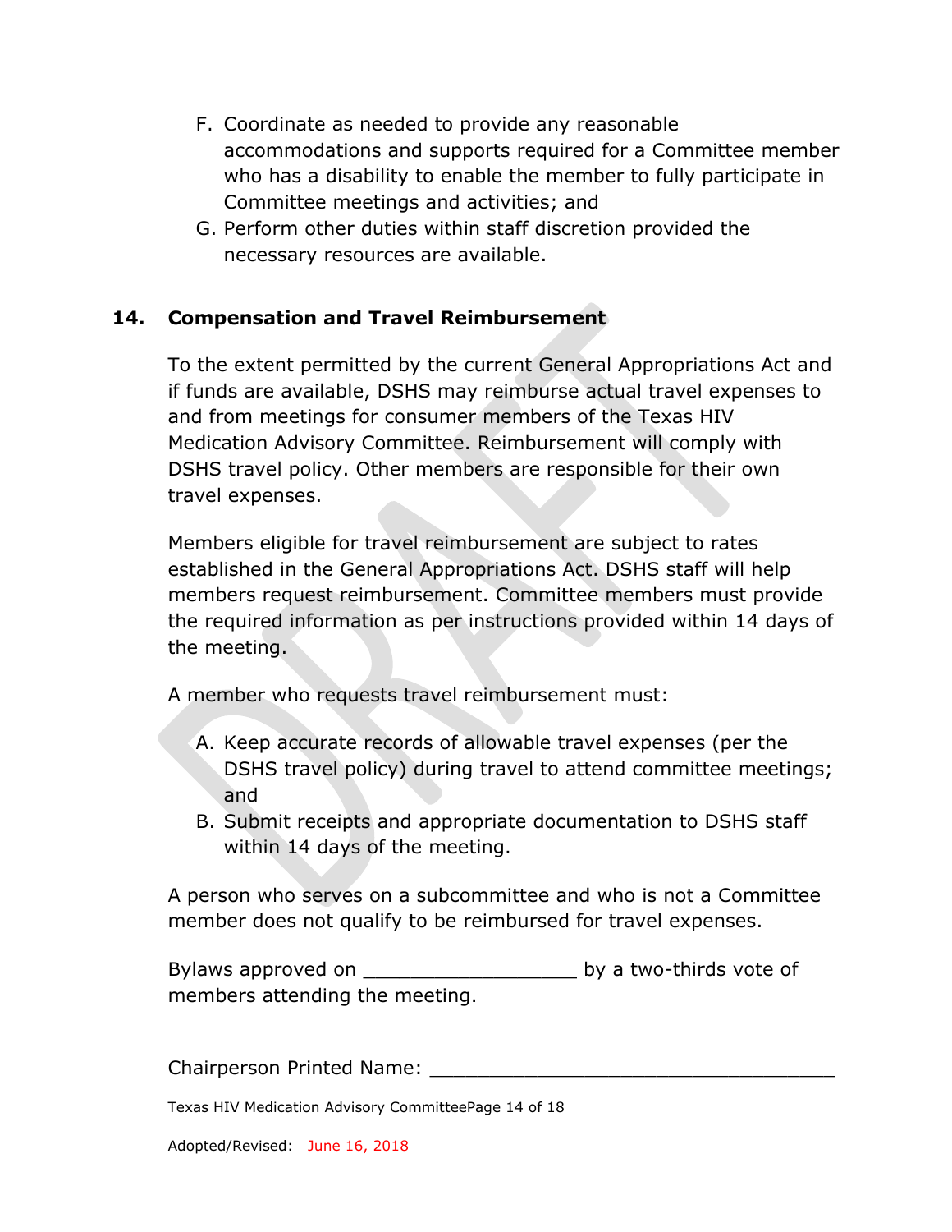F. Coordinate as needed to provide any reasonable accommodations and supports required for a Committee member who has a disability to enable the member to fully participate in Committee meetings and activities; and
G. Perform other duties within staff discretion provided the necessary resources are available.

## 14. Compensation and Travel Reimbursement

To the extent permitted by the current General Appropriations Act and if funds are available, DSHS may reimburse actual travel expenses to and from meetings for consumer members of the Texas HIV Medication Advisory Committee. Reimbursement will comply with DSHS travel policy. Other members are responsible for their own travel expenses.

Members eligible for travel reimbursement are subject to rates established in the General Appropriations Act. DSHS staff will help members request reimbursement. Committee members must provide the required information as per instructions provided within 14 days of the meeting.

A member who requests travel reimbursement must:

A. Keep accurate records of allowable travel expenses (per the DSHS travel policy) during travel to attend committee meetings; and
B. Submit receipts and appropriate documentation to DSHS staff within 14 days of the meeting.

A person who serves on a subcommittee and who is not a Committee member does not qualify to be reimbursed for travel expenses.

Bylaws approved on __________________ by a two-thirds vote of members attending the meeting.

Chairperson Printed Name: ___________________________________

Adopted/Revised: June 16, 2018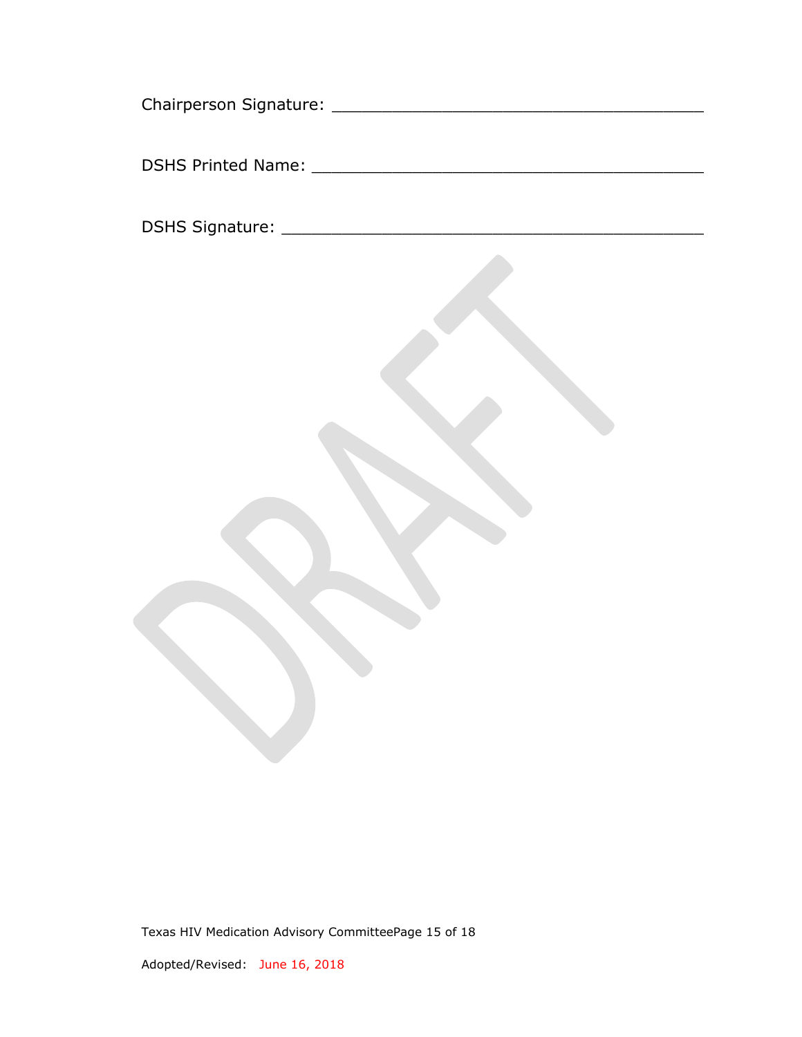Chairperson Signature: ______________________________________

DSHS Printed Name: ________________________________________

DSHS Signature: ___________________________________________

Adopted/Revised: June 16, 2018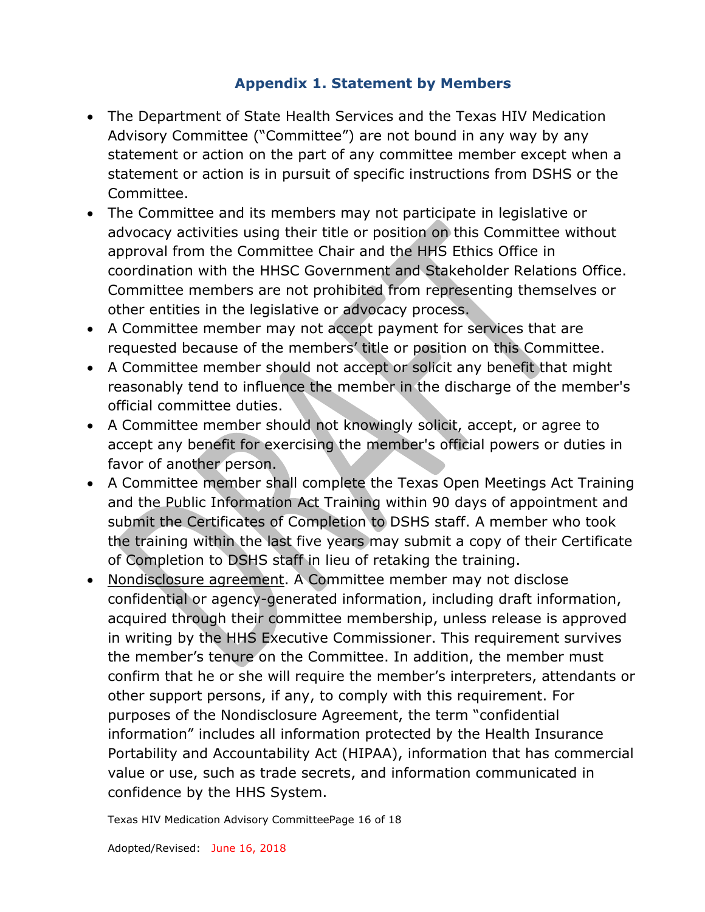## Appendix 1. Statement by Members

- The Department of State Health Services and the Texas HIV Medication Advisory Committee ("Committee") are not bound in any way by any statement or action on the part of any committee member except when a statement or action is in pursuit of specific instructions from DSHS or the Committee.
- The Committee and its members may not participate in legislative or advocacy activities using their title or position on this Committee without approval from the Committee Chair and the HHS Ethics Office in coordination with the HHSC Government and Stakeholder Relations Office. Committee members are not prohibited from representing themselves or other entities in the legislative or advocacy process.
- A Committee member may not accept payment for services that are requested because of the members' title or position on this Committee.
- A Committee member should not accept or solicit any benefit that might reasonably tend to influence the member in the discharge of the member's official committee duties.
- A Committee member should not knowingly solicit, accept, or agree to accept any benefit for exercising the member's official powers or duties in favor of another person.
- A Committee member shall complete the Texas Open Meetings Act Training and the Public Information Act Training within 90 days of appointment and submit the Certificates of Completion to DSHS staff. A member who took the training within the last five years may submit a copy of their Certificate of Completion to DSHS staff in lieu of retaking the training.
- Nondisclosure agreement. A Committee member may not disclose confidential or agency-generated information, including draft information, acquired through their committee membership, unless release is approved in writing by the HHS Executive Commissioner. This requirement survives the member's tenure on the Committee. In addition, the member must confirm that he or she will require the member's interpreters, attendants or other support persons, if any, to comply with this requirement. For purposes of the Nondisclosure Agreement, the term "confidential information" includes all information protected by the Health Insurance Portability and Accountability Act (HIPAA), information that has commercial value or use, such as trade secrets, and information communicated in confidence by the HHS System.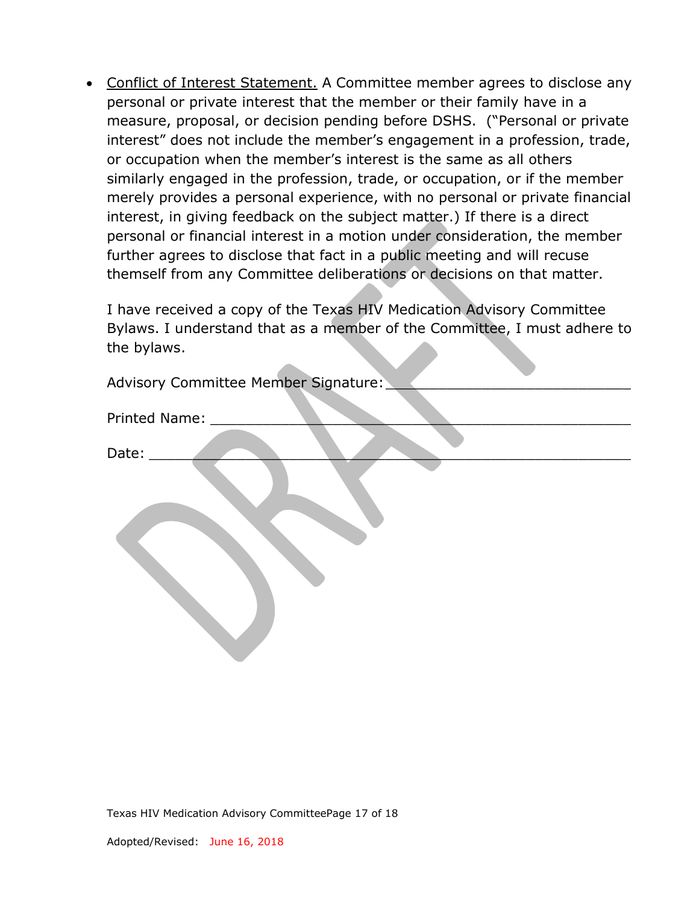- <u>Conflict of Interest Statement.</u> A Committee member agrees to disclose any personal or private interest that the member or their family have in a measure, proposal, or decision pending before DSHS. ("Personal or private interest" does not include the member's engagement in a profession, trade, or occupation when the member's interest is the same as all others similarly engaged in the profession, trade, or occupation, or if the member merely provides a personal experience, with no personal or private financial interest, in giving feedback on the subject matter.) If there is a direct personal or financial interest in a motion under consideration, the member further agrees to disclose that fact in a public meeting and will recuse themself from any Committee deliberations or decisions on that matter.

  I have received a copy of the Texas HIV Medication Advisory Committee Bylaws. I understand that as a member of the Committee, I must adhere to the bylaws.

  Advisory Committee Member Signature: ____________________________

  Printed Name: ________________________________________________

  Date: ______________________________________________________

Adopted/Revised: June 16, 2018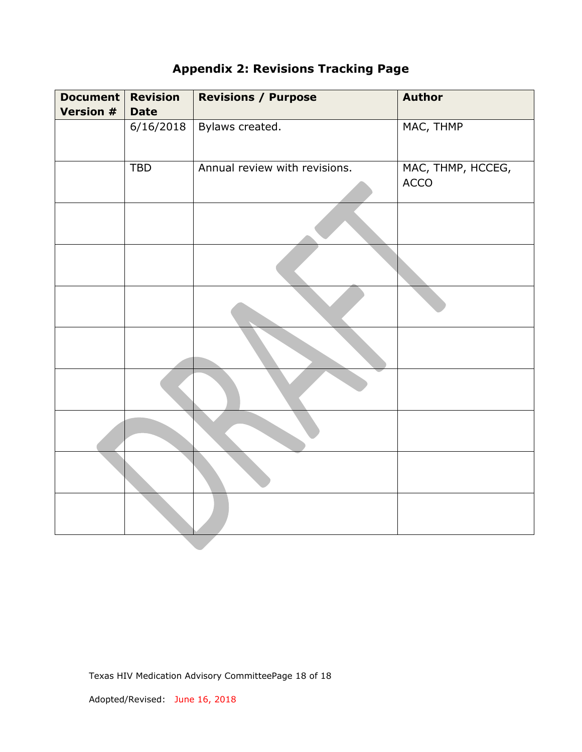## Appendix 2: Revisions Tracking Page

| Document Version # | Revision Date | Revisions / Purpose | Author |
|---|---|---|---|
| | 6/16/2018 | Bylaws created. | MAC, THMP |
| | TBD | Annual review with revisions. | MAC, THMP, HCCEG, ACCO |
| | | | |
| | | | |
| | | | |
| | | | |
| | | | |
| | | | |
| | | | |
| | | | |

Adopted/Revised: June 16, 2018